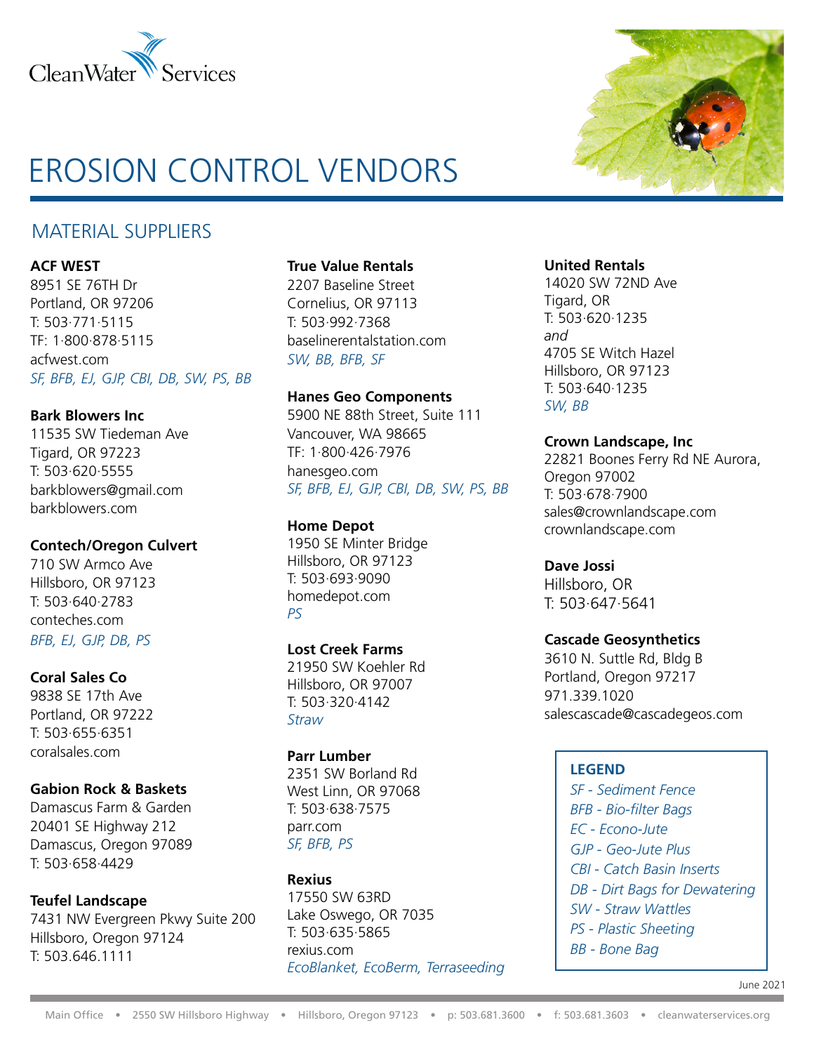Clean Water Services

# EROSION CONTROL VENDORS

## MATERIAL SUPPLIERS

**ACF WEST**
8951 SE 76TH Dr
Portland, OR 97206
T: 503·771·5115
TF: 1·800·878·5115
acfwest.com
*SF, BFB, EJ, GJP, CBI, DB, SW, PS, BB*

**Bark Blowers Inc**
11535 SW Tiedeman Ave
Tigard, OR 97223
T: 503·620·5555
barkblowers@gmail.com
barkblowers.com

**Contech/Oregon Culvert**
710 SW Armco Ave
Hillsboro, OR 97123
T: 503·640·2783
conteches.com
*BFB, EJ, GJP, DB, PS*

**Coral Sales Co**
9838 SE 17th Ave
Portland, OR 97222
T: 503·655·6351
coralsales.com

**Gabion Rock & Baskets**
Damascus Farm & Garden
20401 SE Highway 212
Damascus, Oregon 97089
T: 503·658·4429

**Teufel Landscape**
7431 NW Evergreen Pkwy Suite 200
Hillsboro, Oregon 97124
T: 503.646.1111

**True Value Rentals**
2207 Baseline Street
Cornelius, OR 97113
T: 503·992·7368
baselinerentalstation.com
*SW, BB, BFB, SF*

**Hanes Geo Components**
5900 NE 88th Street, Suite 111
Vancouver, WA 98665
TF: 1·800·426·7976
hanesgeo.com
*SF, BFB, EJ, GJP, CBI, DB, SW, PS, BB*

**Home Depot**
1950 SE Minter Bridge
Hillsboro, OR 97123
T: 503·693·9090
homedepot.com
*PS*

**Lost Creek Farms**
21950 SW Koehler Rd
Hillsboro, OR 97007
T: 503·320·4142
*Straw*

**Parr Lumber**
2351 SW Borland Rd
West Linn, OR 97068
T: 503·638·7575
parr.com
*SF, BFB, PS*

**Rexius**
17550 SW 63RD
Lake Oswego, OR 7035
T: 503·635·5865
rexius.com
*EcoBlanket, EcoBerm, Terraseeding*

**United Rentals**
14020 SW 72ND Ave
Tigard, OR
T: 503·620·1235
*and*
4705 SE Witch Hazel
Hillsboro, OR 97123
T: 503·640·1235
*SW, BB*

**Crown Landscape, Inc**
22821 Boones Ferry Rd NE Aurora, Oregon 97002
T: 503·678·7900
sales@crownlandscape.com
crownlandscape.com

**Dave Jossi**
Hillsboro, OR
T: 503·647·5641

**Cascade Geosynthetics**
3610 N. Suttle Rd, Bldg B
Portland, Oregon 97217
971.339.1020
salescascade@cascadegeos.com

**LEGEND**
*SF - Sediment Fence*
*BFB - Bio-filter Bags*
*EC - Econo-Jute*
*GJP - Geo-Jute Plus*
*CBI - Catch Basin Inserts*
*DB - Dirt Bags for Dewatering*
*SW - Straw Wattles*
*PS - Plastic Sheeting*
*BB - Bone Bag*

June 2021

Main Office • 2550 SW Hillsboro Highway • Hillsboro, Oregon 97123 • p: 503.681.3600 • f: 503.681.3603 • cleanwaterservices.org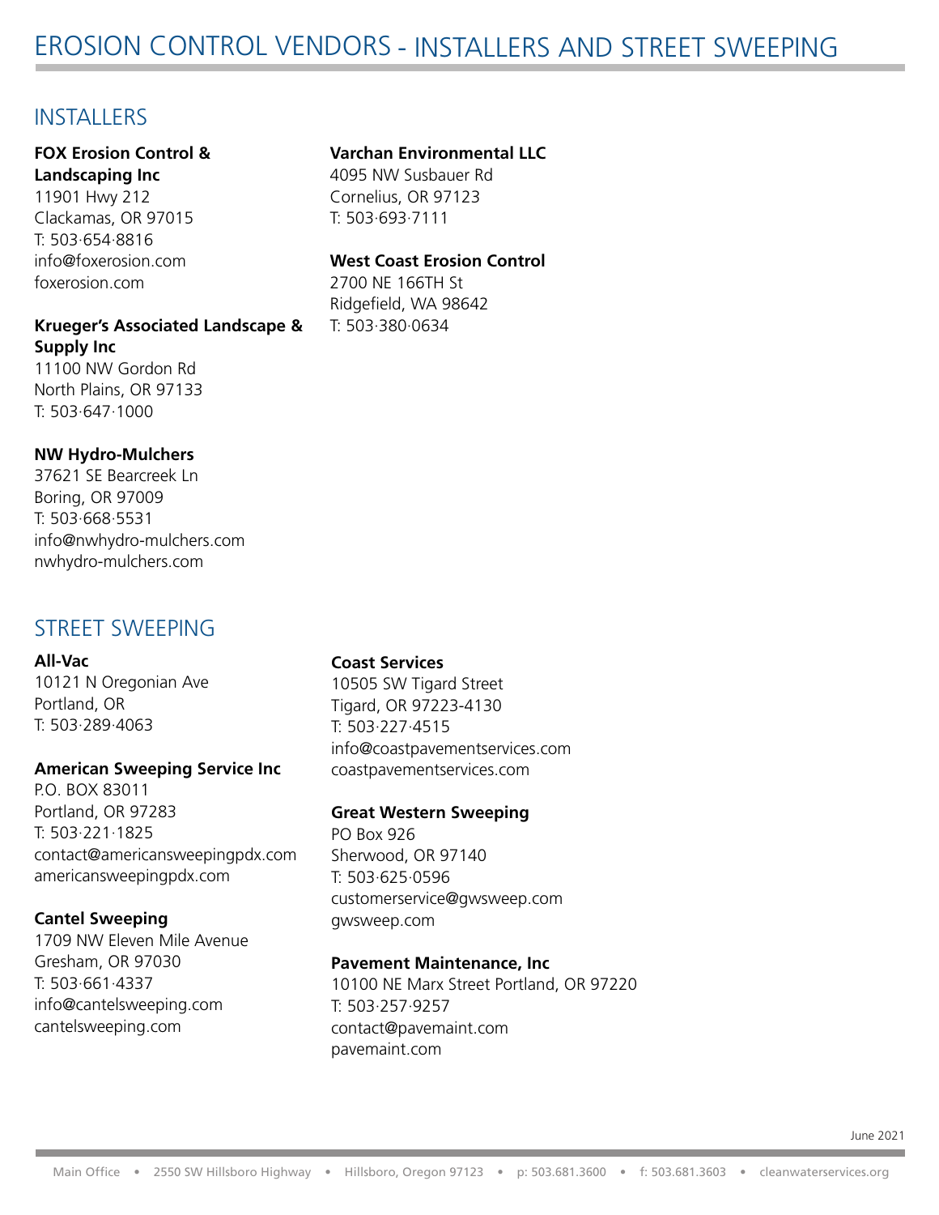# EROSION CONTROL VENDORS - INSTALLERS AND STREET SWEEPING

## INSTALLERS

**FOX Erosion Control & Landscaping Inc**
11901 Hwy 212
Clackamas, OR 97015
T: 503·654·8816
info@foxerosion.com
foxerosion.com

**Krueger's Associated Landscape & Supply Inc**
11100 NW Gordon Rd
North Plains, OR 97133
T: 503·647·1000

**NW Hydro-Mulchers**
37621 SE Bearcreek Ln
Boring, OR 97009
T: 503·668·5531
info@nwhydro-mulchers.com
nwhydro-mulchers.com

**Varchan Environmental LLC**
4095 NW Susbauer Rd
Cornelius, OR 97123
T: 503·693·7111

**West Coast Erosion Control**
2700 NE 166TH St
Ridgefield, WA 98642
T: 503·380·0634

## STREET SWEEPING

**All-Vac**
10121 N Oregonian Ave
Portland, OR
T: 503·289·4063

**American Sweeping Service Inc**
P.O. BOX 83011
Portland, OR 97283
T: 503·221·1825
contact@americansweepingpdx.com
americansweepingpdx.com

**Cantel Sweeping**
1709 NW Eleven Mile Avenue
Gresham, OR 97030
T: 503·661·4337
info@cantelsweeping.com
cantelsweeping.com

**Coast Services**
10505 SW Tigard Street
Tigard, OR 97223-4130
T: 503·227·4515
info@coastpavementservices.com
coastpavementservices.com

**Great Western Sweeping**
PO Box 926
Sherwood, OR 97140
T: 503·625·0596
customerservice@gwsweep.com
gwsweep.com

**Pavement Maintenance, Inc**
10100 NE Marx Street Portland, OR 97220
T: 503·257·9257
contact@pavemaint.com
pavemaint.com

June 2021